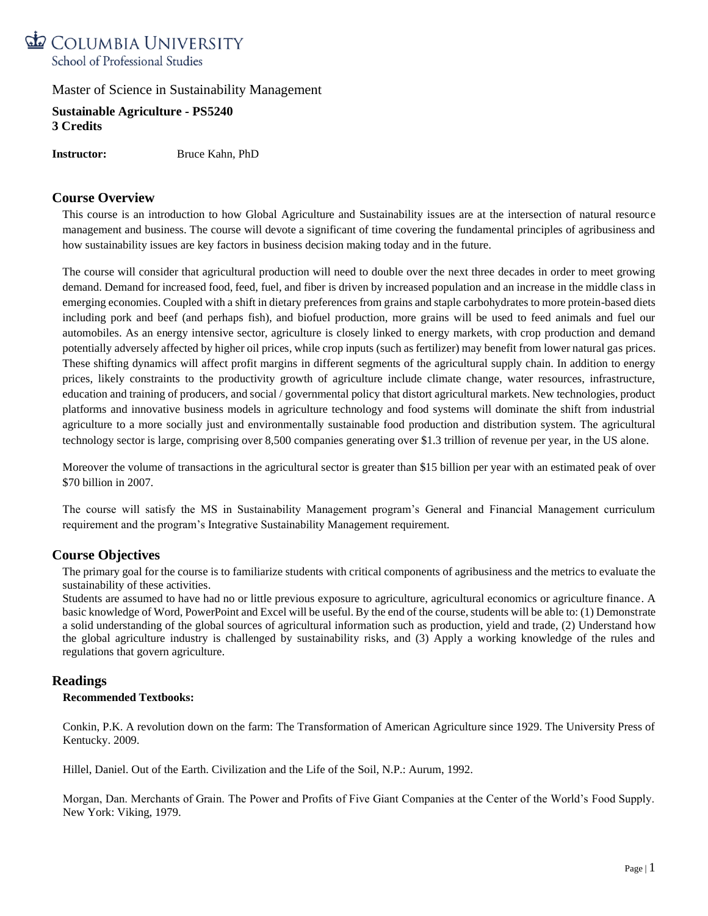COLUMBIA UNIVERSITY
School of Professional Studies

Master of Science in Sustainability Management

**Sustainable Agriculture - PS5240**
**3 Credits**

**Instructor:** Bruce Kahn, PhD

## Course Overview

This course is an introduction to how Global Agriculture and Sustainability issues are at the intersection of natural resource management and business. The course will devote a significant of time covering the fundamental principles of agribusiness and how sustainability issues are key factors in business decision making today and in the future.

The course will consider that agricultural production will need to double over the next three decades in order to meet growing demand. Demand for increased food, feed, fuel, and fiber is driven by increased population and an increase in the middle class in emerging economies. Coupled with a shift in dietary preferences from grains and staple carbohydrates to more protein-based diets including pork and beef (and perhaps fish), and biofuel production, more grains will be used to feed animals and fuel our automobiles. As an energy intensive sector, agriculture is closely linked to energy markets, with crop production and demand potentially adversely affected by higher oil prices, while crop inputs (such as fertilizer) may benefit from lower natural gas prices. These shifting dynamics will affect profit margins in different segments of the agricultural supply chain. In addition to energy prices, likely constraints to the productivity growth of agriculture include climate change, water resources, infrastructure, education and training of producers, and social / governmental policy that distort agricultural markets. New technologies, product platforms and innovative business models in agriculture technology and food systems will dominate the shift from industrial agriculture to a more socially just and environmentally sustainable food production and distribution system. The agricultural technology sector is large, comprising over 8,500 companies generating over $1.3 trillion of revenue per year, in the US alone.

Moreover the volume of transactions in the agricultural sector is greater than $15 billion per year with an estimated peak of over $70 billion in 2007.

The course will satisfy the MS in Sustainability Management program's General and Financial Management curriculum requirement and the program's Integrative Sustainability Management requirement.

## Course Objectives

The primary goal for the course is to familiarize students with critical components of agribusiness and the metrics to evaluate the sustainability of these activities.

Students are assumed to have had no or little previous exposure to agriculture, agricultural economics or agriculture finance. A basic knowledge of Word, PowerPoint and Excel will be useful. By the end of the course, students will be able to: (1) Demonstrate a solid understanding of the global sources of agricultural information such as production, yield and trade, (2) Understand how the global agriculture industry is challenged by sustainability risks, and (3) Apply a working knowledge of the rules and regulations that govern agriculture.

## Readings

**Recommended Textbooks:**

Conkin, P.K. A revolution down on the farm: The Transformation of American Agriculture since 1929. The University Press of Kentucky. 2009.

Hillel, Daniel. Out of the Earth. Civilization and the Life of the Soil, N.P.: Aurum, 1992.

Morgan, Dan. Merchants of Grain. The Power and Profits of Five Giant Companies at the Center of the World's Food Supply. New York: Viking, 1979.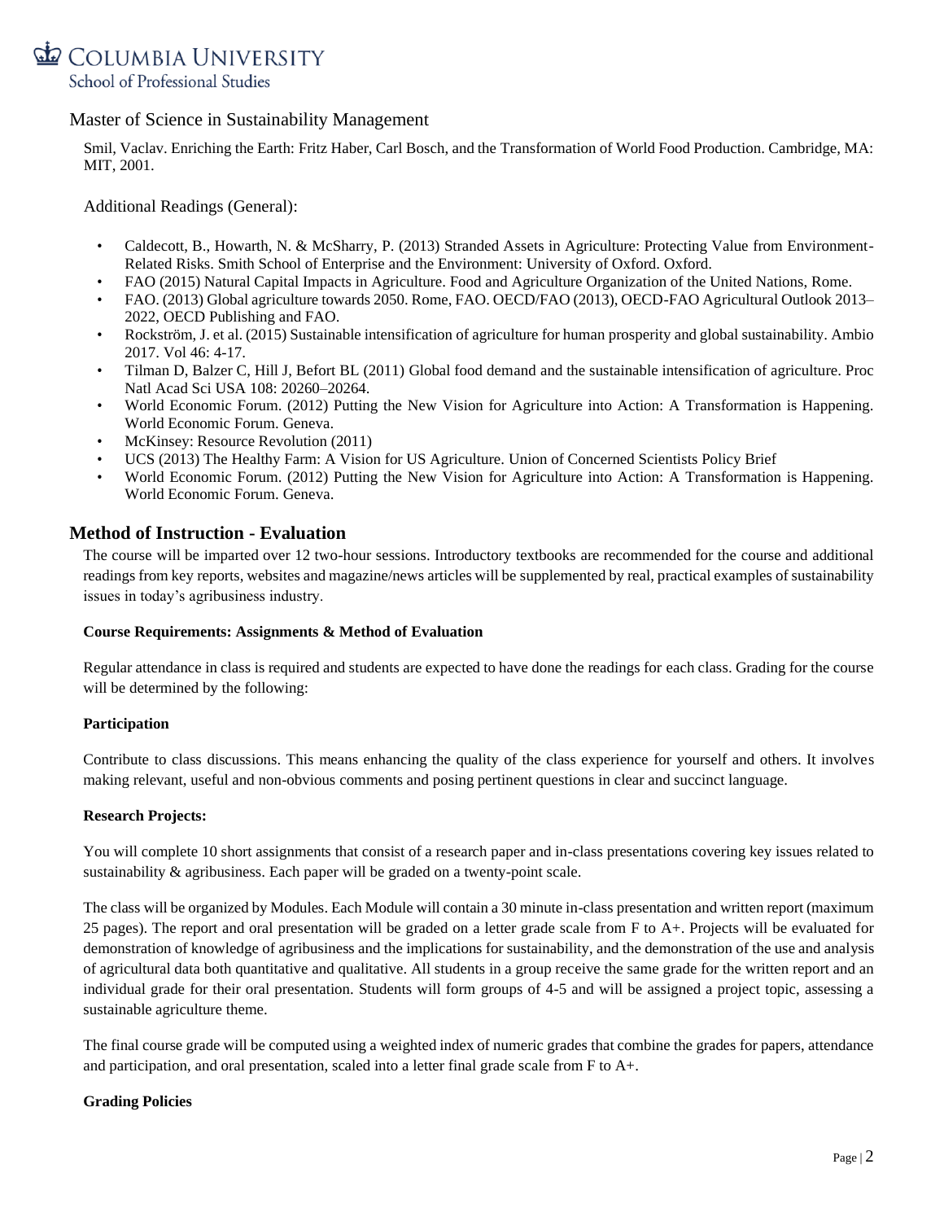Smil, Vaclav. Enriching the Earth: Fritz Haber, Carl Bosch, and the Transformation of World Food Production. Cambridge, MA: MIT, 2001.

Additional Readings (General):

- Caldecott, B., Howarth, N. & McSharry, P. (2013) Stranded Assets in Agriculture: Protecting Value from Environment-Related Risks. Smith School of Enterprise and the Environment: University of Oxford. Oxford.
- FAO (2015) Natural Capital Impacts in Agriculture. Food and Agriculture Organization of the United Nations, Rome.
- FAO. (2013) Global agriculture towards 2050. Rome, FAO. OECD/FAO (2013), OECD-FAO Agricultural Outlook 2013–2022, OECD Publishing and FAO.
- Rockström, J. et al. (2015) Sustainable intensification of agriculture for human prosperity and global sustainability. Ambio 2017. Vol 46: 4-17.
- Tilman D, Balzer C, Hill J, Befort BL (2011) Global food demand and the sustainable intensification of agriculture. Proc Natl Acad Sci USA 108: 20260–20264.
- World Economic Forum. (2012) Putting the New Vision for Agriculture into Action: A Transformation is Happening. World Economic Forum. Geneva.
- McKinsey: Resource Revolution (2011)
- UCS (2013) The Healthy Farm: A Vision for US Agriculture. Union of Concerned Scientists Policy Brief
- World Economic Forum. (2012) Putting the New Vision for Agriculture into Action: A Transformation is Happening. World Economic Forum. Geneva.

## Method of Instruction - Evaluation

The course will be imparted over 12 two-hour sessions. Introductory textbooks are recommended for the course and additional readings from key reports, websites and magazine/news articles will be supplemented by real, practical examples of sustainability issues in today's agribusiness industry.

**Course Requirements: Assignments & Method of Evaluation**

Regular attendance in class is required and students are expected to have done the readings for each class. Grading for the course will be determined by the following:

**Participation**

Contribute to class discussions. This means enhancing the quality of the class experience for yourself and others. It involves making relevant, useful and non-obvious comments and posing pertinent questions in clear and succinct language.

**Research Projects:**

You will complete 10 short assignments that consist of a research paper and in-class presentations covering key issues related to sustainability & agribusiness. Each paper will be graded on a twenty-point scale.

The class will be organized by Modules. Each Module will contain a 30 minute in-class presentation and written report (maximum 25 pages). The report and oral presentation will be graded on a letter grade scale from F to A+. Projects will be evaluated for demonstration of knowledge of agribusiness and the implications for sustainability, and the demonstration of the use and analysis of agricultural data both quantitative and qualitative. All students in a group receive the same grade for the written report and an individual grade for their oral presentation. Students will form groups of 4-5 and will be assigned a project topic, assessing a sustainable agriculture theme.

The final course grade will be computed using a weighted index of numeric grades that combine the grades for papers, attendance and participation, and oral presentation, scaled into a letter final grade scale from F to A+.

**Grading Policies**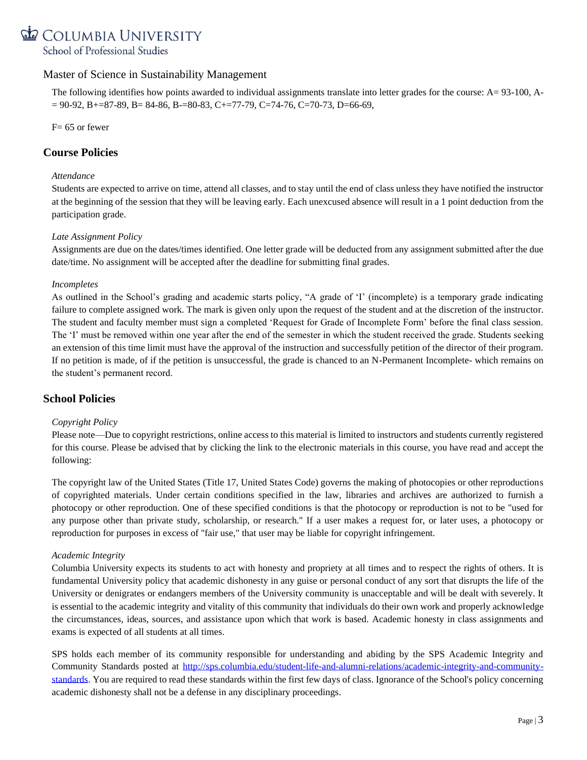Master of Science in Sustainability Management

The following identifies how points awarded to individual assignments translate into letter grades for the course: A= 93-100, A-= 90-92, B+=87-89, B= 84-86, B-=80-83, C+=77-79, C=74-76, C=70-73, D=66-69,

F= 65 or fewer

## Course Policies

*Attendance*

Students are expected to arrive on time, attend all classes, and to stay until the end of class unless they have notified the instructor at the beginning of the session that they will be leaving early. Each unexcused absence will result in a 1 point deduction from the participation grade.

*Late Assignment Policy*

Assignments are due on the dates/times identified. One letter grade will be deducted from any assignment submitted after the due date/time. No assignment will be accepted after the deadline for submitting final grades.

*Incompletes*

As outlined in the School's grading and academic starts policy, "A grade of 'I' (incomplete) is a temporary grade indicating failure to complete assigned work. The mark is given only upon the request of the student and at the discretion of the instructor. The student and faculty member must sign a completed 'Request for Grade of Incomplete Form' before the final class session. The 'I' must be removed within one year after the end of the semester in which the student received the grade. Students seeking an extension of this time limit must have the approval of the instruction and successfully petition of the director of their program. If no petition is made, of if the petition is unsuccessful, the grade is chanced to an N-Permanent Incomplete- which remains on the student's permanent record.

## School Policies

*Copyright Policy*

Please note—Due to copyright restrictions, online access to this material is limited to instructors and students currently registered for this course. Please be advised that by clicking the link to the electronic materials in this course, you have read and accept the following:

The copyright law of the United States (Title 17, United States Code) governs the making of photocopies or other reproductions of copyrighted materials. Under certain conditions specified in the law, libraries and archives are authorized to furnish a photocopy or other reproduction. One of these specified conditions is that the photocopy or reproduction is not to be "used for any purpose other than private study, scholarship, or research." If a user makes a request for, or later uses, a photocopy or reproduction for purposes in excess of "fair use," that user may be liable for copyright infringement.

*Academic Integrity*

Columbia University expects its students to act with honesty and propriety at all times and to respect the rights of others. It is fundamental University policy that academic dishonesty in any guise or personal conduct of any sort that disrupts the life of the University or denigrates or endangers members of the University community is unacceptable and will be dealt with severely. It is essential to the academic integrity and vitality of this community that individuals do their own work and properly acknowledge the circumstances, ideas, sources, and assistance upon which that work is based. Academic honesty in class assignments and exams is expected of all students at all times.

SPS holds each member of its community responsible for understanding and abiding by the SPS Academic Integrity and Community Standards posted at [http://sps.columbia.edu/student-life-and-alumni-relations/academic-integrity-and-community-standards](http://sps.columbia.edu/student-life-and-alumni-relations/academic-integrity-and-community-standards). You are required to read these standards within the first few days of class. Ignorance of the School's policy concerning academic dishonesty shall not be a defense in any disciplinary proceedings.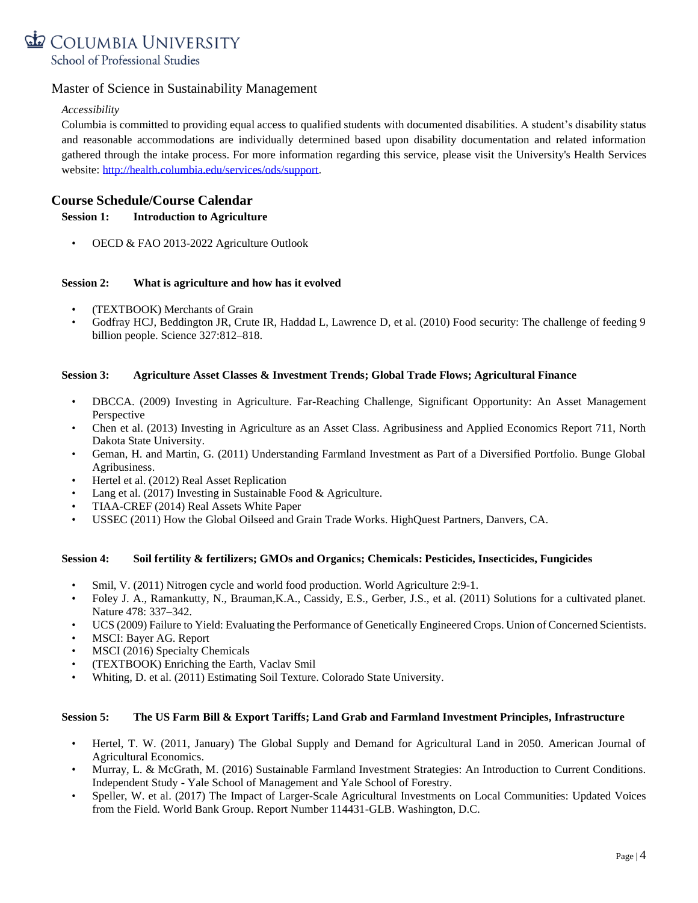Master of Science in Sustainability Management

*Accessibility*

Columbia is committed to providing equal access to qualified students with documented disabilities. A student's disability status and reasonable accommodations are individually determined based upon disability documentation and related information gathered through the intake process. For more information regarding this service, please visit the University's Health Services website: http://health.columbia.edu/services/ods/support.

## Course Schedule/Course Calendar

**Session 1: Introduction to Agriculture**

- OECD & FAO 2013-2022 Agriculture Outlook

**Session 2: What is agriculture and how has it evolved**

- (TEXTBOOK) Merchants of Grain
- Godfray HCJ, Beddington JR, Crute IR, Haddad L, Lawrence D, et al. (2010) Food security: The challenge of feeding 9 billion people. Science 327:812–818.

**Session 3: Agriculture Asset Classes & Investment Trends; Global Trade Flows; Agricultural Finance**

- DBCCA. (2009) Investing in Agriculture. Far-Reaching Challenge, Significant Opportunity: An Asset Management Perspective
- Chen et al. (2013) Investing in Agriculture as an Asset Class. Agribusiness and Applied Economics Report 711, North Dakota State University.
- Geman, H. and Martin, G. (2011) Understanding Farmland Investment as Part of a Diversified Portfolio. Bunge Global Agribusiness.
- Hertel et al. (2012) Real Asset Replication
- Lang et al. (2017) Investing in Sustainable Food & Agriculture.
- TIAA-CREF (2014) Real Assets White Paper
- USSEC (2011) How the Global Oilseed and Grain Trade Works. HighQuest Partners, Danvers, CA.

**Session 4: Soil fertility & fertilizers; GMOs and Organics; Chemicals: Pesticides, Insecticides, Fungicides**

- Smil, V. (2011) Nitrogen cycle and world food production. World Agriculture 2:9-1.
- Foley J. A., Ramankutty, N., Brauman,K.A., Cassidy, E.S., Gerber, J.S., et al. (2011) Solutions for a cultivated planet. Nature 478: 337–342.
- UCS (2009) Failure to Yield: Evaluating the Performance of Genetically Engineered Crops. Union of Concerned Scientists.
- MSCI: Bayer AG. Report
- MSCI (2016) Specialty Chemicals
- (TEXTBOOK) Enriching the Earth, Vaclav Smil
- Whiting, D. et al. (2011) Estimating Soil Texture. Colorado State University.

**Session 5: The US Farm Bill & Export Tariffs; Land Grab and Farmland Investment Principles, Infrastructure**

- Hertel, T. W. (2011, January) The Global Supply and Demand for Agricultural Land in 2050. American Journal of Agricultural Economics.
- Murray, L. & McGrath, M. (2016) Sustainable Farmland Investment Strategies: An Introduction to Current Conditions. Independent Study - Yale School of Management and Yale School of Forestry.
- Speller, W. et al. (2017) The Impact of Larger-Scale Agricultural Investments on Local Communities: Updated Voices from the Field. World Bank Group. Report Number 114431-GLB. Washington, D.C.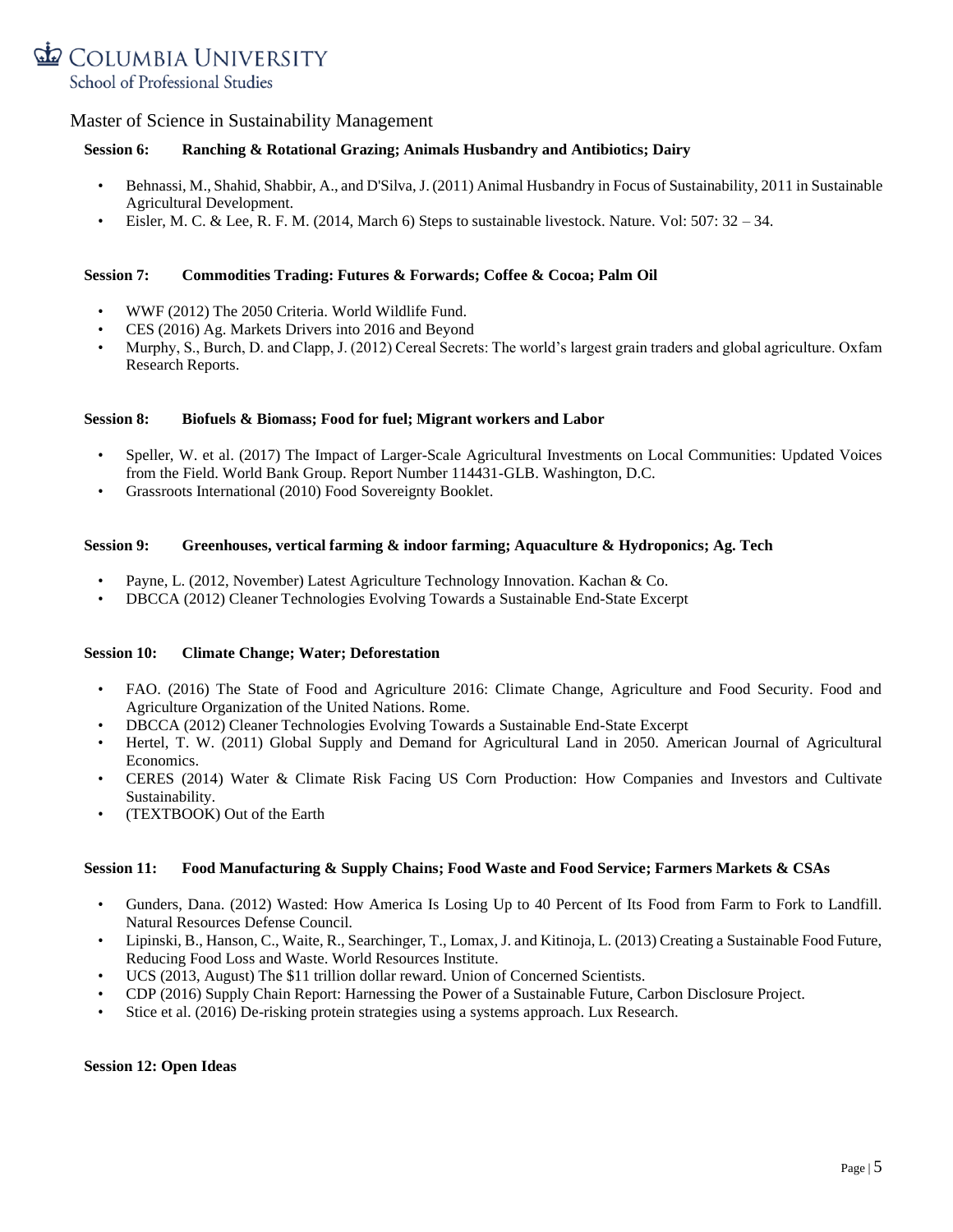Master of Science in Sustainability Management

**Session 6: Ranching & Rotational Grazing; Animals Husbandry and Antibiotics; Dairy**

- Behnassi, M., Shahid, Shabbir, A., and D'Silva, J. (2011) Animal Husbandry in Focus of Sustainability, 2011 in Sustainable Agricultural Development.
- Eisler, M. C. & Lee, R. F. M. (2014, March 6) Steps to sustainable livestock. Nature. Vol: 507: 32 – 34.

**Session 7: Commodities Trading: Futures & Forwards; Coffee & Cocoa; Palm Oil**

- WWF (2012) The 2050 Criteria. World Wildlife Fund.
- CES (2016) Ag. Markets Drivers into 2016 and Beyond
- Murphy, S., Burch, D. and Clapp, J. (2012) Cereal Secrets: The world's largest grain traders and global agriculture. Oxfam Research Reports.

**Session 8: Biofuels & Biomass; Food for fuel; Migrant workers and Labor**

- Speller, W. et al. (2017) The Impact of Larger-Scale Agricultural Investments on Local Communities: Updated Voices from the Field. World Bank Group. Report Number 114431-GLB. Washington, D.C.
- Grassroots International (2010) Food Sovereignty Booklet.

**Session 9: Greenhouses, vertical farming & indoor farming; Aquaculture & Hydroponics; Ag. Tech**

- Payne, L. (2012, November) Latest Agriculture Technology Innovation. Kachan & Co.
- DBCCA (2012) Cleaner Technologies Evolving Towards a Sustainable End-State Excerpt

**Session 10: Climate Change; Water; Deforestation**

- FAO. (2016) The State of Food and Agriculture 2016: Climate Change, Agriculture and Food Security. Food and Agriculture Organization of the United Nations. Rome.
- DBCCA (2012) Cleaner Technologies Evolving Towards a Sustainable End-State Excerpt
- Hertel, T. W. (2011) Global Supply and Demand for Agricultural Land in 2050. American Journal of Agricultural Economics.
- CERES (2014) Water & Climate Risk Facing US Corn Production: How Companies and Investors and Cultivate Sustainability.
- (TEXTBOOK) Out of the Earth

**Session 11: Food Manufacturing & Supply Chains; Food Waste and Food Service; Farmers Markets & CSAs**

- Gunders, Dana. (2012) Wasted: How America Is Losing Up to 40 Percent of Its Food from Farm to Fork to Landfill. Natural Resources Defense Council.
- Lipinski, B., Hanson, C., Waite, R., Searchinger, T., Lomax, J. and Kitinoja, L. (2013) Creating a Sustainable Food Future, Reducing Food Loss and Waste. World Resources Institute.
- UCS (2013, August) The $11 trillion dollar reward. Union of Concerned Scientists.
- CDP (2016) Supply Chain Report: Harnessing the Power of a Sustainable Future, Carbon Disclosure Project.
- Stice et al. (2016) De-risking protein strategies using a systems approach. Lux Research.

**Session 12: Open Ideas**